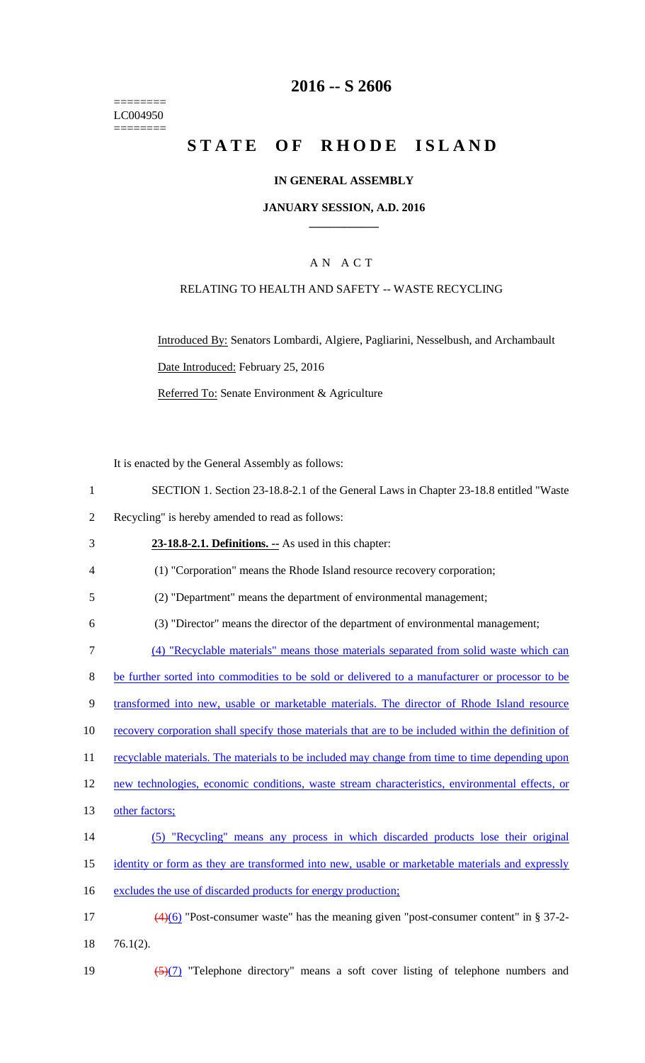========
LC004950
========

# 2016 -- S 2606

# STATE OF RHODE ISLAND

## IN GENERAL ASSEMBLY

### JANUARY SESSION, A.D. 2016

---

## A N A C T

### RELATING TO HEALTH AND SAFETY -- WASTE RECYCLING

Introduced By: Senators Lombardi, Algiere, Pagliarini, Nesselbush, and Archambault

Date Introduced: February 25, 2016

Referred To: Senate Environment & Agriculture

It is enacted by the General Assembly as follows:

1 SECTION 1. Section 23-18.8-2.1 of the General Laws in Chapter 23-18.8 entitled "Waste
2 Recycling" is hereby amended to read as follows:

3 **23-18.8-2.1. Definitions. --** As used in this chapter:

4 (1) "Corporation" means the Rhode Island resource recovery corporation;

5 (2) "Department" means the department of environmental management;

6 (3) "Director" means the director of the department of environmental management;

7 (4) "Recyclable materials" means those materials separated from solid waste which can
8 be further sorted into commodities to be sold or delivered to a manufacturer or processor to be
9 transformed into new, usable or marketable materials. The director of Rhode Island resource
10 recovery corporation shall specify those materials that are to be included within the definition of
11 recyclable materials. The materials to be included may change from time to time depending upon
12 new technologies, economic conditions, waste stream characteristics, environmental effects, or
13 other factors;

14 (5) "Recycling" means any process in which discarded products lose their original
15 identity or form as they are transformed into new, usable or marketable materials and expressly
16 excludes the use of discarded products for energy production;

17 ~~(4)~~(6) "Post-consumer waste" has the meaning given "post-consumer content" in § 37-2-
18 76.1(2).

19 ~~(5)~~(7) "Telephone directory" means a soft cover listing of telephone numbers and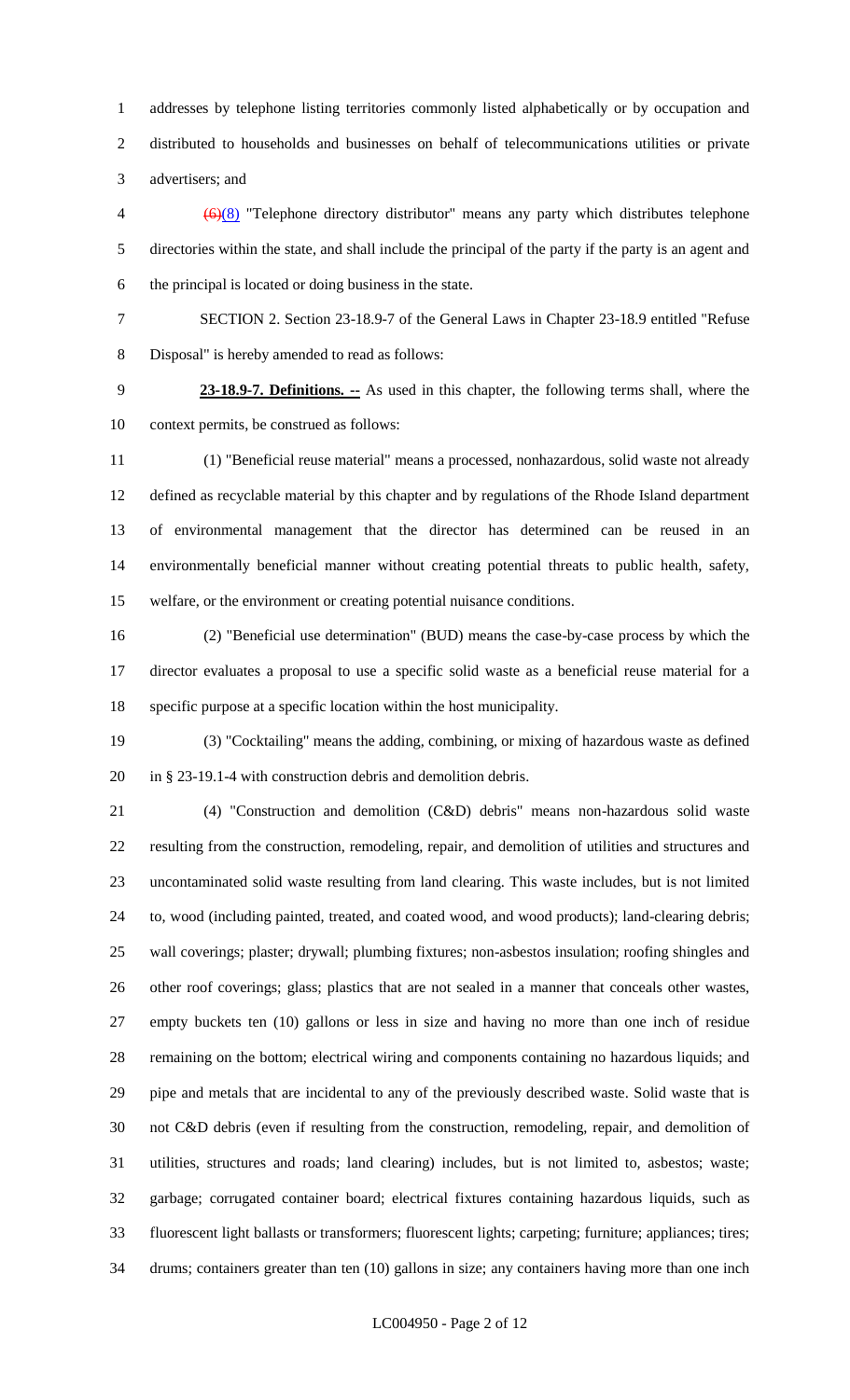addresses by telephone listing territories commonly listed alphabetically or by occupation and distributed to households and businesses on behalf of telecommunications utilities or private advertisers; and

~~(6)~~(8) "Telephone directory distributor" means any party which distributes telephone directories within the state, and shall include the principal of the party if the party is an agent and the principal is located or doing business in the state.

SECTION 2. Section 23-18.9-7 of the General Laws in Chapter 23-18.9 entitled "Refuse Disposal" is hereby amended to read as follows:

**23-18.9-7. Definitions. --** As used in this chapter, the following terms shall, where the context permits, be construed as follows:

(1) "Beneficial reuse material" means a processed, nonhazardous, solid waste not already defined as recyclable material by this chapter and by regulations of the Rhode Island department of environmental management that the director has determined can be reused in an environmentally beneficial manner without creating potential threats to public health, safety, welfare, or the environment or creating potential nuisance conditions.

(2) "Beneficial use determination" (BUD) means the case-by-case process by which the director evaluates a proposal to use a specific solid waste as a beneficial reuse material for a specific purpose at a specific location within the host municipality.

(3) "Cocktailing" means the adding, combining, or mixing of hazardous waste as defined in § 23-19.1-4 with construction debris and demolition debris.

(4) "Construction and demolition (C&D) debris" means non-hazardous solid waste resulting from the construction, remodeling, repair, and demolition of utilities and structures and uncontaminated solid waste resulting from land clearing. This waste includes, but is not limited to, wood (including painted, treated, and coated wood, and wood products); land-clearing debris; wall coverings; plaster; drywall; plumbing fixtures; non-asbestos insulation; roofing shingles and other roof coverings; glass; plastics that are not sealed in a manner that conceals other wastes, empty buckets ten (10) gallons or less in size and having no more than one inch of residue remaining on the bottom; electrical wiring and components containing no hazardous liquids; and pipe and metals that are incidental to any of the previously described waste. Solid waste that is not C&D debris (even if resulting from the construction, remodeling, repair, and demolition of utilities, structures and roads; land clearing) includes, but is not limited to, asbestos; waste; garbage; corrugated container board; electrical fixtures containing hazardous liquids, such as fluorescent light ballasts or transformers; fluorescent lights; carpeting; furniture; appliances; tires; drums; containers greater than ten (10) gallons in size; any containers having more than one inch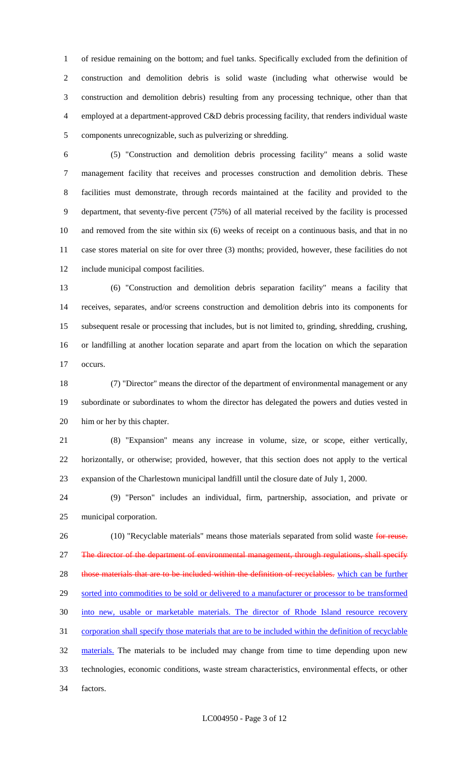of residue remaining on the bottom; and fuel tanks. Specifically excluded from the definition of construction and demolition debris is solid waste (including what otherwise would be construction and demolition debris) resulting from any processing technique, other than that employed at a department-approved C&D debris processing facility, that renders individual waste components unrecognizable, such as pulverizing or shredding.

(5) "Construction and demolition debris processing facility" means a solid waste management facility that receives and processes construction and demolition debris. These facilities must demonstrate, through records maintained at the facility and provided to the department, that seventy-five percent (75%) of all material received by the facility is processed and removed from the site within six (6) weeks of receipt on a continuous basis, and that in no case stores material on site for over three (3) months; provided, however, these facilities do not include municipal compost facilities.

(6) "Construction and demolition debris separation facility" means a facility that receives, separates, and/or screens construction and demolition debris into its components for subsequent resale or processing that includes, but is not limited to, grinding, shredding, crushing, or landfilling at another location separate and apart from the location on which the separation occurs.

(7) "Director" means the director of the department of environmental management or any subordinate or subordinates to whom the director has delegated the powers and duties vested in him or her by this chapter.

(8) "Expansion" means any increase in volume, size, or scope, either vertically, horizontally, or otherwise; provided, however, that this section does not apply to the vertical expansion of the Charlestown municipal landfill until the closure date of July 1, 2000.

(9) "Person" includes an individual, firm, partnership, association, and private or municipal corporation.

(10) "Recyclable materials" means those materials separated from solid waste ~~for reuse. The director of the department of environmental management, through regulations, shall specify those materials that are to be included within the definition of recyclables.~~ <u>which can be further sorted into commodities to be sold or delivered to a manufacturer or processor to be transformed into new, usable or marketable materials. The director of Rhode Island resource recovery corporation shall specify those materials that are to be included within the definition of recyclable materials.</u> The materials to be included may change from time to time depending upon new technologies, economic conditions, waste stream characteristics, environmental effects, or other factors.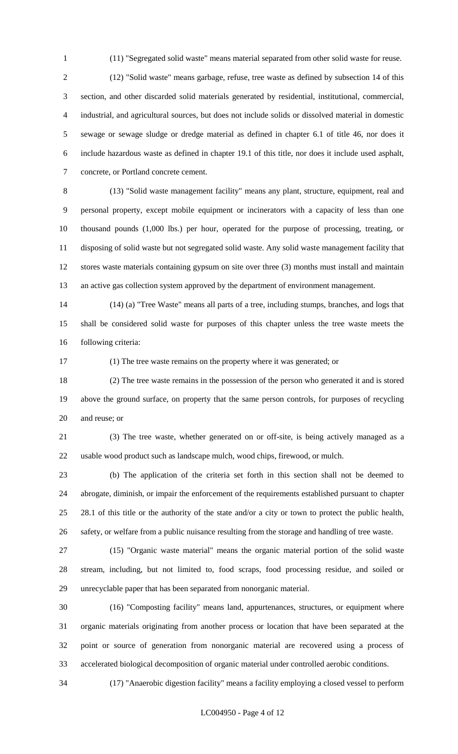(11) "Segregated solid waste" means material separated from other solid waste for reuse.

(12) "Solid waste" means garbage, refuse, tree waste as defined by subsection 14 of this section, and other discarded solid materials generated by residential, institutional, commercial, industrial, and agricultural sources, but does not include solids or dissolved material in domestic sewage or sewage sludge or dredge material as defined in chapter 6.1 of title 46, nor does it include hazardous waste as defined in chapter 19.1 of this title, nor does it include used asphalt, concrete, or Portland concrete cement.

(13) "Solid waste management facility" means any plant, structure, equipment, real and personal property, except mobile equipment or incinerators with a capacity of less than one thousand pounds (1,000 lbs.) per hour, operated for the purpose of processing, treating, or disposing of solid waste but not segregated solid waste. Any solid waste management facility that stores waste materials containing gypsum on site over three (3) months must install and maintain an active gas collection system approved by the department of environment management.

(14) (a) "Tree Waste" means all parts of a tree, including stumps, branches, and logs that shall be considered solid waste for purposes of this chapter unless the tree waste meets the following criteria:

(1) The tree waste remains on the property where it was generated; or

(2) The tree waste remains in the possession of the person who generated it and is stored above the ground surface, on property that the same person controls, for purposes of recycling and reuse; or

(3) The tree waste, whether generated on or off-site, is being actively managed as a usable wood product such as landscape mulch, wood chips, firewood, or mulch.

(b) The application of the criteria set forth in this section shall not be deemed to abrogate, diminish, or impair the enforcement of the requirements established pursuant to chapter 28.1 of this title or the authority of the state and/or a city or town to protect the public health, safety, or welfare from a public nuisance resulting from the storage and handling of tree waste.

(15) "Organic waste material" means the organic material portion of the solid waste stream, including, but not limited to, food scraps, food processing residue, and soiled or unrecyclable paper that has been separated from nonorganic material.

(16) "Composting facility" means land, appurtenances, structures, or equipment where organic materials originating from another process or location that have been separated at the point or source of generation from nonorganic material are recovered using a process of accelerated biological decomposition of organic material under controlled aerobic conditions.

(17) "Anaerobic digestion facility" means a facility employing a closed vessel to perform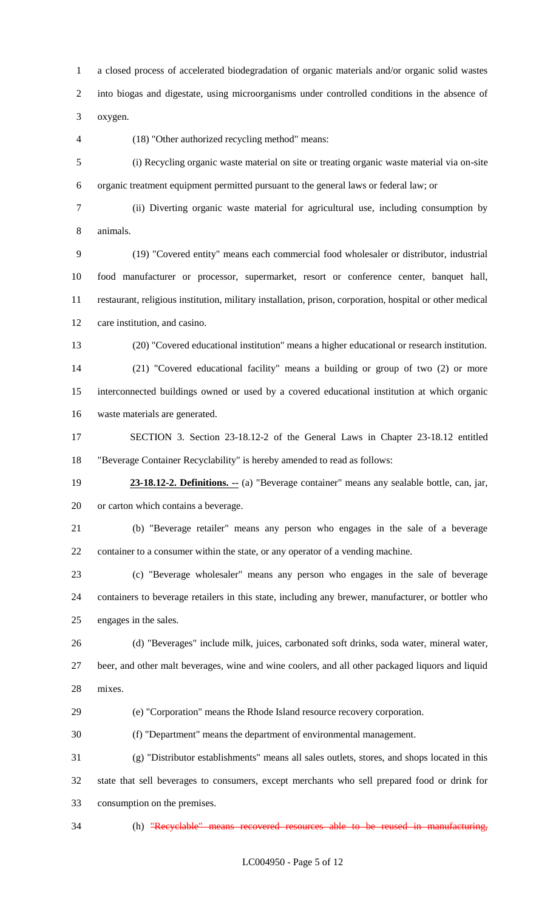a closed process of accelerated biodegradation of organic materials and/or organic solid wastes into biogas and digestate, using microorganisms under controlled conditions in the absence of oxygen.

(18) "Other authorized recycling method" means:

(i) Recycling organic waste material on site or treating organic waste material via on-site organic treatment equipment permitted pursuant to the general laws or federal law; or

(ii) Diverting organic waste material for agricultural use, including consumption by animals.

(19) "Covered entity" means each commercial food wholesaler or distributor, industrial food manufacturer or processor, supermarket, resort or conference center, banquet hall, restaurant, religious institution, military installation, prison, corporation, hospital or other medical care institution, and casino.

(20) "Covered educational institution" means a higher educational or research institution.

(21) "Covered educational facility" means a building or group of two (2) or more interconnected buildings owned or used by a covered educational institution at which organic waste materials are generated.

SECTION 3. Section 23-18.12-2 of the General Laws in Chapter 23-18.12 entitled "Beverage Container Recyclability" is hereby amended to read as follows:

**23-18.12-2. Definitions. --** (a) "Beverage container" means any sealable bottle, can, jar, or carton which contains a beverage.

(b) "Beverage retailer" means any person who engages in the sale of a beverage container to a consumer within the state, or any operator of a vending machine.

(c) "Beverage wholesaler" means any person who engages in the sale of beverage containers to beverage retailers in this state, including any brewer, manufacturer, or bottler who engages in the sales.

(d) "Beverages" include milk, juices, carbonated soft drinks, soda water, mineral water, beer, and other malt beverages, wine and wine coolers, and all other packaged liquors and liquid mixes.

(e) "Corporation" means the Rhode Island resource recovery corporation.

(f) "Department" means the department of environmental management.

(g) "Distributor establishments" means all sales outlets, stores, and shops located in this state that sell beverages to consumers, except merchants who sell prepared food or drink for consumption on the premises.

(h) ~~"Recyclable" means recovered resources able to be reused in manufacturing,~~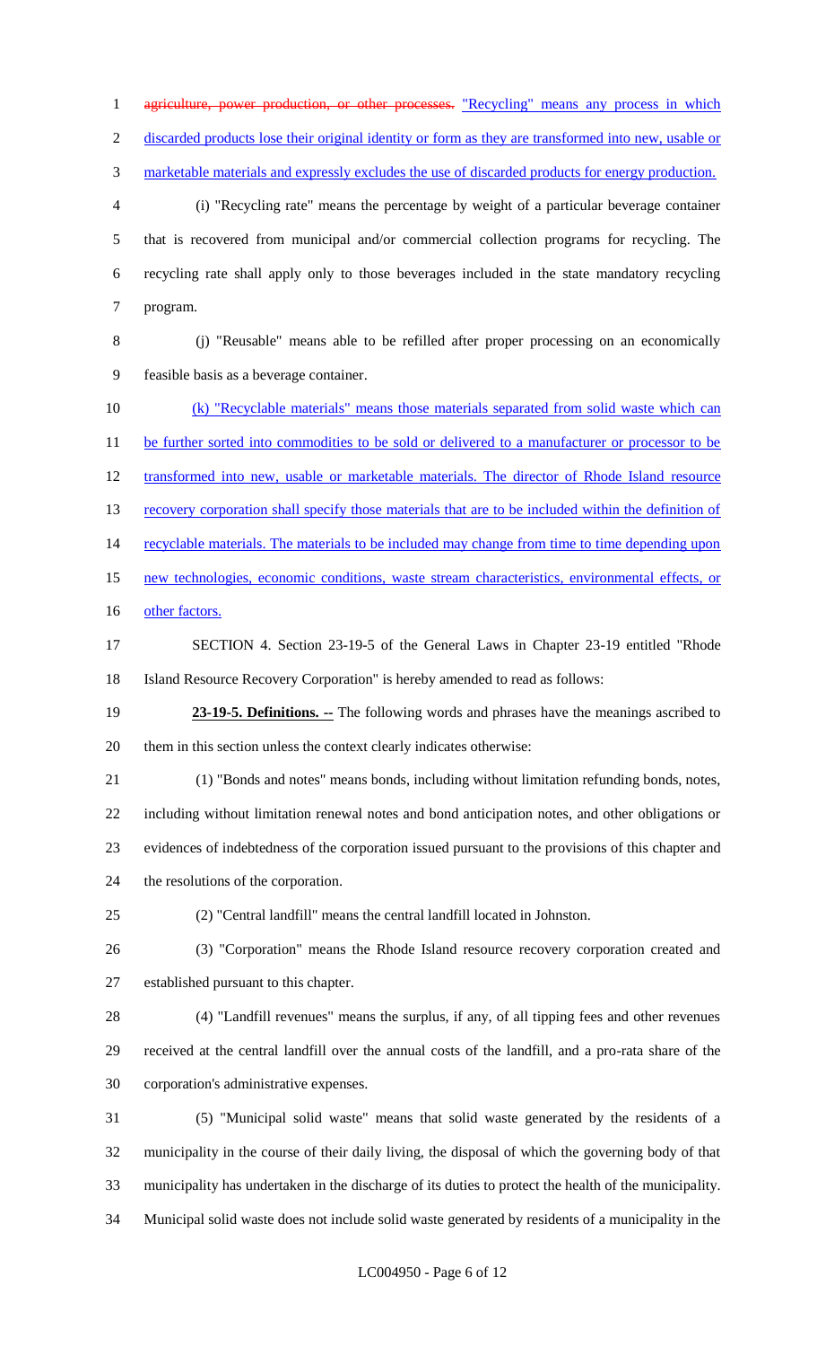~~agriculture, power production, or other processes.~~ "Recycling" means any process in which discarded products lose their original identity or form as they are transformed into new, usable or marketable materials and expressly excludes the use of discarded products for energy production.

(i) "Recycling rate" means the percentage by weight of a particular beverage container that is recovered from municipal and/or commercial collection programs for recycling. The recycling rate shall apply only to those beverages included in the state mandatory recycling program.

(j) "Reusable" means able to be refilled after proper processing on an economically feasible basis as a beverage container.

(k) "Recyclable materials" means those materials separated from solid waste which can be further sorted into commodities to be sold or delivered to a manufacturer or processor to be transformed into new, usable or marketable materials. The director of Rhode Island resource recovery corporation shall specify those materials that are to be included within the definition of recyclable materials. The materials to be included may change from time to time depending upon new technologies, economic conditions, waste stream characteristics, environmental effects, or other factors.

SECTION 4. Section 23-19-5 of the General Laws in Chapter 23-19 entitled "Rhode Island Resource Recovery Corporation" is hereby amended to read as follows:

**23-19-5. Definitions. --** The following words and phrases have the meanings ascribed to them in this section unless the context clearly indicates otherwise:

(1) "Bonds and notes" means bonds, including without limitation refunding bonds, notes, including without limitation renewal notes and bond anticipation notes, and other obligations or evidences of indebtedness of the corporation issued pursuant to the provisions of this chapter and the resolutions of the corporation.

(2) "Central landfill" means the central landfill located in Johnston.

(3) "Corporation" means the Rhode Island resource recovery corporation created and established pursuant to this chapter.

(4) "Landfill revenues" means the surplus, if any, of all tipping fees and other revenues received at the central landfill over the annual costs of the landfill, and a pro-rata share of the corporation's administrative expenses.

(5) "Municipal solid waste" means that solid waste generated by the residents of a municipality in the course of their daily living, the disposal of which the governing body of that municipality has undertaken in the discharge of its duties to protect the health of the municipality. Municipal solid waste does not include solid waste generated by residents of a municipality in the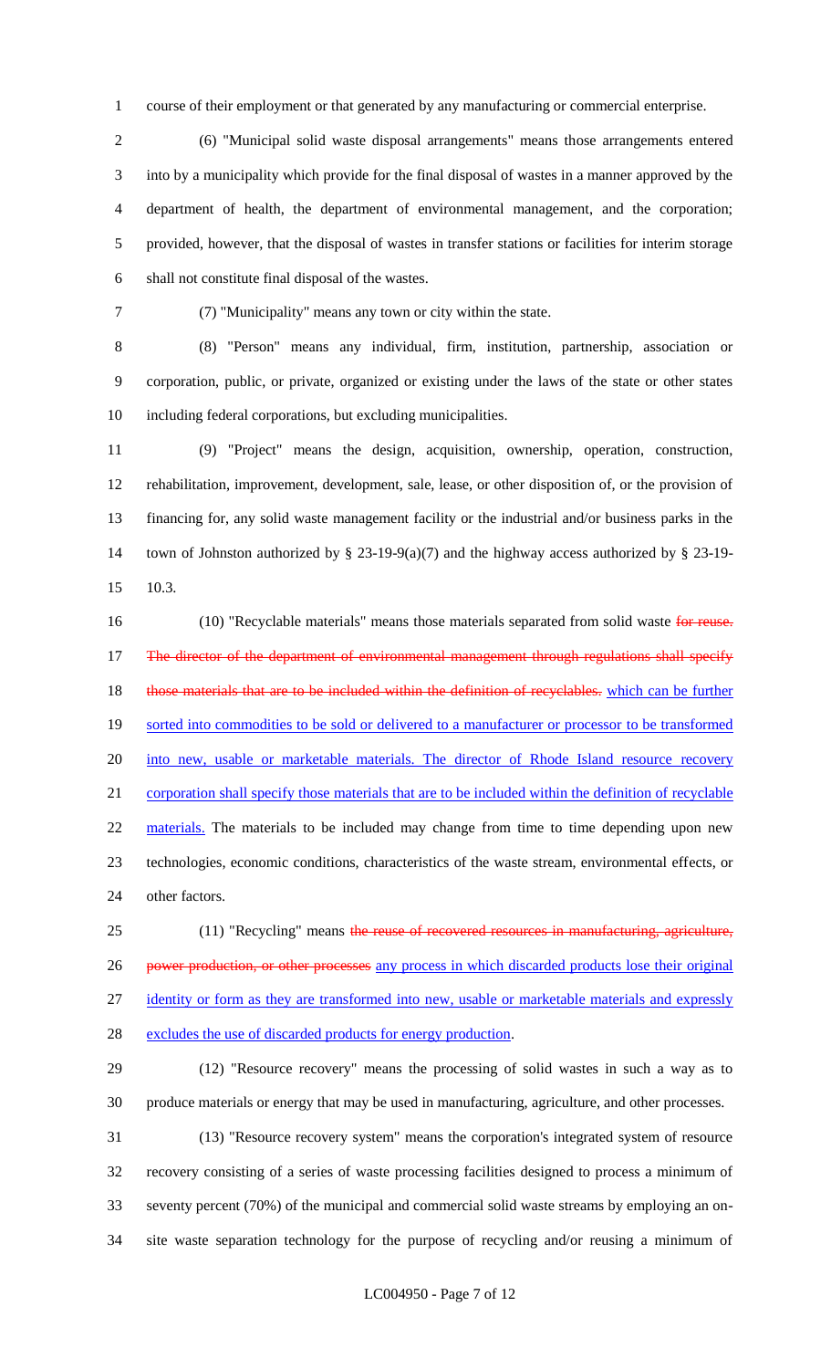course of their employment or that generated by any manufacturing or commercial enterprise.

(6) "Municipal solid waste disposal arrangements" means those arrangements entered into by a municipality which provide for the final disposal of wastes in a manner approved by the department of health, the department of environmental management, and the corporation; provided, however, that the disposal of wastes in transfer stations or facilities for interim storage shall not constitute final disposal of the wastes.

(7) "Municipality" means any town or city within the state.

(8) "Person" means any individual, firm, institution, partnership, association or corporation, public, or private, organized or existing under the laws of the state or other states including federal corporations, but excluding municipalities.

(9) "Project" means the design, acquisition, ownership, operation, construction, rehabilitation, improvement, development, sale, lease, or other disposition of, or the provision of financing for, any solid waste management facility or the industrial and/or business parks in the town of Johnston authorized by § 23-19-9(a)(7) and the highway access authorized by § 23-19-10.3.

(10) "Recyclable materials" means those materials separated from solid waste ~~for reuse. The director of the department of environmental management through regulations shall specify those materials that are to be included within the definition of recyclables.~~ <u>which can be further sorted into commodities to be sold or delivered to a manufacturer or processor to be transformed into new, usable or marketable materials. The director of Rhode Island resource recovery corporation shall specify those materials that are to be included within the definition of recyclable materials.</u> The materials to be included may change from time to time depending upon new technologies, economic conditions, characteristics of the waste stream, environmental effects, or other factors.

(11) "Recycling" means ~~the reuse of recovered resources in manufacturing, agriculture, power production, or other processes~~ <u>any process in which discarded products lose their original identity or form as they are transformed into new, usable or marketable materials and expressly excludes the use of discarded products for energy production</u>.

(12) "Resource recovery" means the processing of solid wastes in such a way as to produce materials or energy that may be used in manufacturing, agriculture, and other processes.

(13) "Resource recovery system" means the corporation's integrated system of resource recovery consisting of a series of waste processing facilities designed to process a minimum of seventy percent (70%) of the municipal and commercial solid waste streams by employing an on-site waste separation technology for the purpose of recycling and/or reusing a minimum of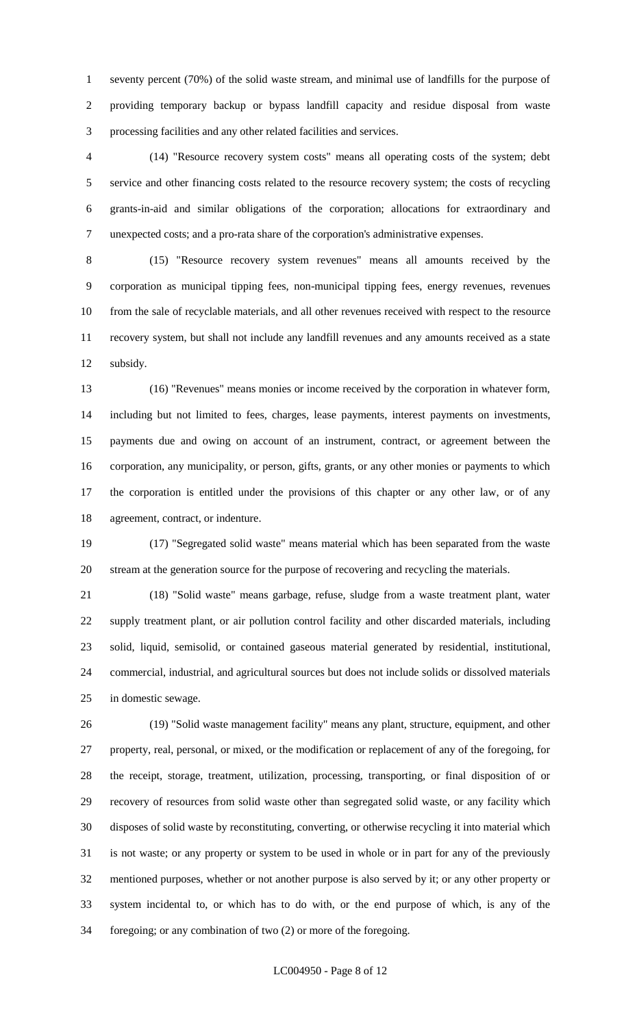seventy percent (70%) of the solid waste stream, and minimal use of landfills for the purpose of providing temporary backup or bypass landfill capacity and residue disposal from waste processing facilities and any other related facilities and services.

(14) "Resource recovery system costs" means all operating costs of the system; debt service and other financing costs related to the resource recovery system; the costs of recycling grants-in-aid and similar obligations of the corporation; allocations for extraordinary and unexpected costs; and a pro-rata share of the corporation's administrative expenses.

(15) "Resource recovery system revenues" means all amounts received by the corporation as municipal tipping fees, non-municipal tipping fees, energy revenues, revenues from the sale of recyclable materials, and all other revenues received with respect to the resource recovery system, but shall not include any landfill revenues and any amounts received as a state subsidy.

(16) "Revenues" means monies or income received by the corporation in whatever form, including but not limited to fees, charges, lease payments, interest payments on investments, payments due and owing on account of an instrument, contract, or agreement between the corporation, any municipality, or person, gifts, grants, or any other monies or payments to which the corporation is entitled under the provisions of this chapter or any other law, or of any agreement, contract, or indenture.

(17) "Segregated solid waste" means material which has been separated from the waste stream at the generation source for the purpose of recovering and recycling the materials.

(18) "Solid waste" means garbage, refuse, sludge from a waste treatment plant, water supply treatment plant, or air pollution control facility and other discarded materials, including solid, liquid, semisolid, or contained gaseous material generated by residential, institutional, commercial, industrial, and agricultural sources but does not include solids or dissolved materials in domestic sewage.

(19) "Solid waste management facility" means any plant, structure, equipment, and other property, real, personal, or mixed, or the modification or replacement of any of the foregoing, for the receipt, storage, treatment, utilization, processing, transporting, or final disposition of or recovery of resources from solid waste other than segregated solid waste, or any facility which disposes of solid waste by reconstituting, converting, or otherwise recycling it into material which is not waste; or any property or system to be used in whole or in part for any of the previously mentioned purposes, whether or not another purpose is also served by it; or any other property or system incidental to, or which has to do with, or the end purpose of which, is any of the foregoing; or any combination of two (2) or more of the foregoing.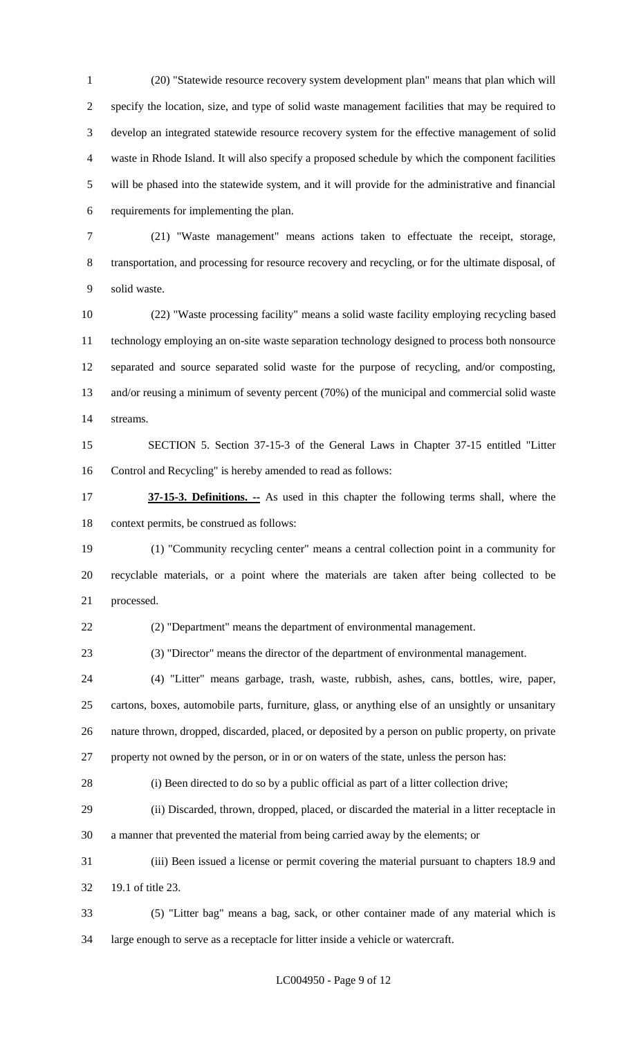(20) "Statewide resource recovery system development plan" means that plan which will specify the location, size, and type of solid waste management facilities that may be required to develop an integrated statewide resource recovery system for the effective management of solid waste in Rhode Island. It will also specify a proposed schedule by which the component facilities will be phased into the statewide system, and it will provide for the administrative and financial requirements for implementing the plan.

(21) "Waste management" means actions taken to effectuate the receipt, storage, transportation, and processing for resource recovery and recycling, or for the ultimate disposal, of solid waste.

(22) "Waste processing facility" means a solid waste facility employing recycling based technology employing an on-site waste separation technology designed to process both nonsource separated and source separated solid waste for the purpose of recycling, and/or composting, and/or reusing a minimum of seventy percent (70%) of the municipal and commercial solid waste streams.

SECTION 5. Section 37-15-3 of the General Laws in Chapter 37-15 entitled "Litter Control and Recycling" is hereby amended to read as follows:

**37-15-3. Definitions. --** As used in this chapter the following terms shall, where the context permits, be construed as follows:

(1) "Community recycling center" means a central collection point in a community for recyclable materials, or a point where the materials are taken after being collected to be processed.

(2) "Department" means the department of environmental management.

(3) "Director" means the director of the department of environmental management.

(4) "Litter" means garbage, trash, waste, rubbish, ashes, cans, bottles, wire, paper, cartons, boxes, automobile parts, furniture, glass, or anything else of an unsightly or unsanitary nature thrown, dropped, discarded, placed, or deposited by a person on public property, on private property not owned by the person, or in or on waters of the state, unless the person has:

(i) Been directed to do so by a public official as part of a litter collection drive;

(ii) Discarded, thrown, dropped, placed, or discarded the material in a litter receptacle in a manner that prevented the material from being carried away by the elements; or

(iii) Been issued a license or permit covering the material pursuant to chapters 18.9 and 19.1 of title 23.

(5) "Litter bag" means a bag, sack, or other container made of any material which is large enough to serve as a receptacle for litter inside a vehicle or watercraft.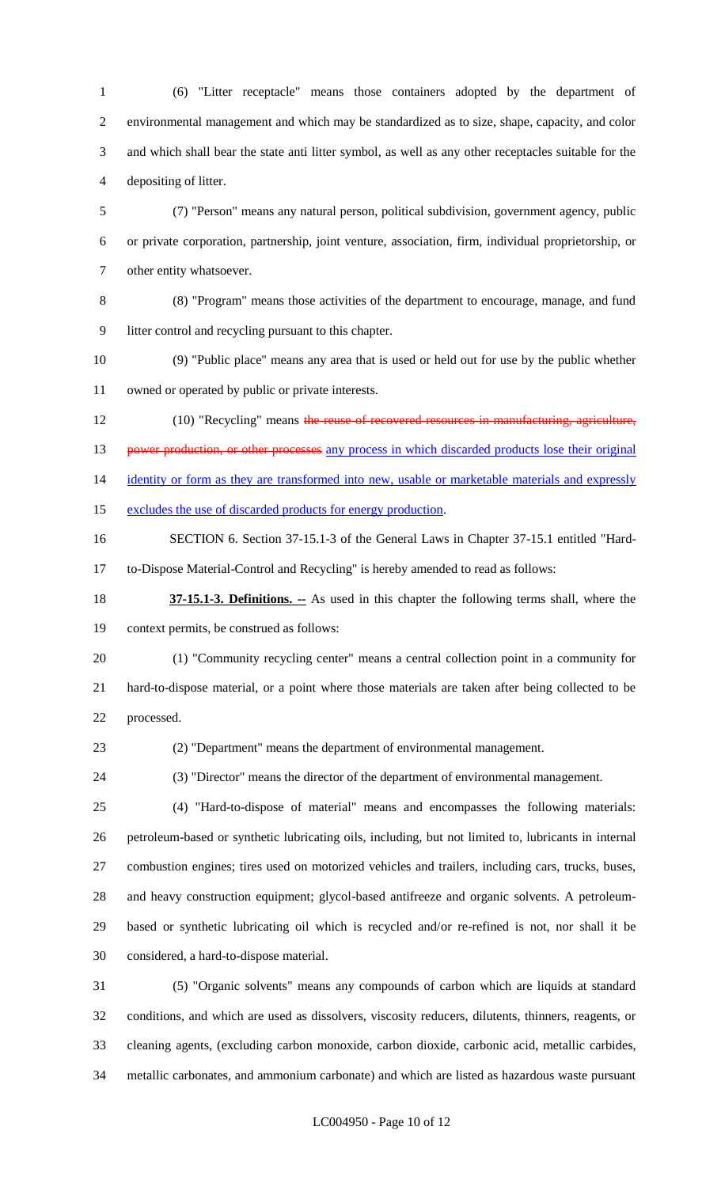(6) "Litter receptacle" means those containers adopted by the department of environmental management and which may be standardized as to size, shape, capacity, and color and which shall bear the state anti litter symbol, as well as any other receptacles suitable for the depositing of litter.

(7) "Person" means any natural person, political subdivision, government agency, public or private corporation, partnership, joint venture, association, firm, individual proprietorship, or other entity whatsoever.

(8) "Program" means those activities of the department to encourage, manage, and fund litter control and recycling pursuant to this chapter.

(9) "Public place" means any area that is used or held out for use by the public whether owned or operated by public or private interests.

(10) "Recycling" means ~~the reuse of recovered resources in manufacturing, agriculture, power production, or other processes~~ <u>any process in which discarded products lose their original identity or form as they are transformed into new, usable or marketable materials and expressly excludes the use of discarded products for energy production</u>.

SECTION 6. Section 37-15.1-3 of the General Laws in Chapter 37-15.1 entitled "Hard-to-Dispose Material-Control and Recycling" is hereby amended to read as follows:

**<u>37-15.1-3. Definitions. --</u>** As used in this chapter the following terms shall, where the context permits, be construed as follows:

(1) "Community recycling center" means a central collection point in a community for hard-to-dispose material, or a point where those materials are taken after being collected to be processed.

(2) "Department" means the department of environmental management.

(3) "Director" means the director of the department of environmental management.

(4) "Hard-to-dispose of material" means and encompasses the following materials: petroleum-based or synthetic lubricating oils, including, but not limited to, lubricants in internal combustion engines; tires used on motorized vehicles and trailers, including cars, trucks, buses, and heavy construction equipment; glycol-based antifreeze and organic solvents. A petroleum-based or synthetic lubricating oil which is recycled and/or re-refined is not, nor shall it be considered, a hard-to-dispose material.

(5) "Organic solvents" means any compounds of carbon which are liquids at standard conditions, and which are used as dissolvers, viscosity reducers, dilutents, thinners, reagents, or cleaning agents, (excluding carbon monoxide, carbon dioxide, carbonic acid, metallic carbides, metallic carbonates, and ammonium carbonate) and which are listed as hazardous waste pursuant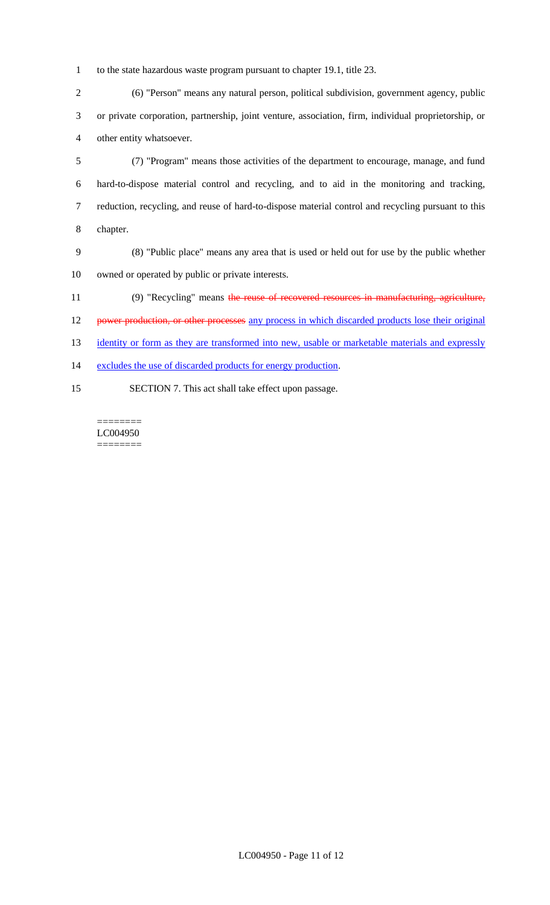to the state hazardous waste program pursuant to chapter 19.1, title 23.

(6) "Person" means any natural person, political subdivision, government agency, public or private corporation, partnership, joint venture, association, firm, individual proprietorship, or other entity whatsoever.

(7) "Program" means those activities of the department to encourage, manage, and fund hard-to-dispose material control and recycling, and to aid in the monitoring and tracking, reduction, recycling, and reuse of hard-to-dispose material control and recycling pursuant to this chapter.

(8) "Public place" means any area that is used or held out for use by the public whether owned or operated by public or private interests.

(9) "Recycling" means ~~the reuse of recovered resources in manufacturing, agriculture, power production, or other processes~~ any process in which discarded products lose their original identity or form as they are transformed into new, usable or marketable materials and expressly excludes the use of discarded products for energy production.

SECTION 7. This act shall take effect upon passage.

========
LC004950
========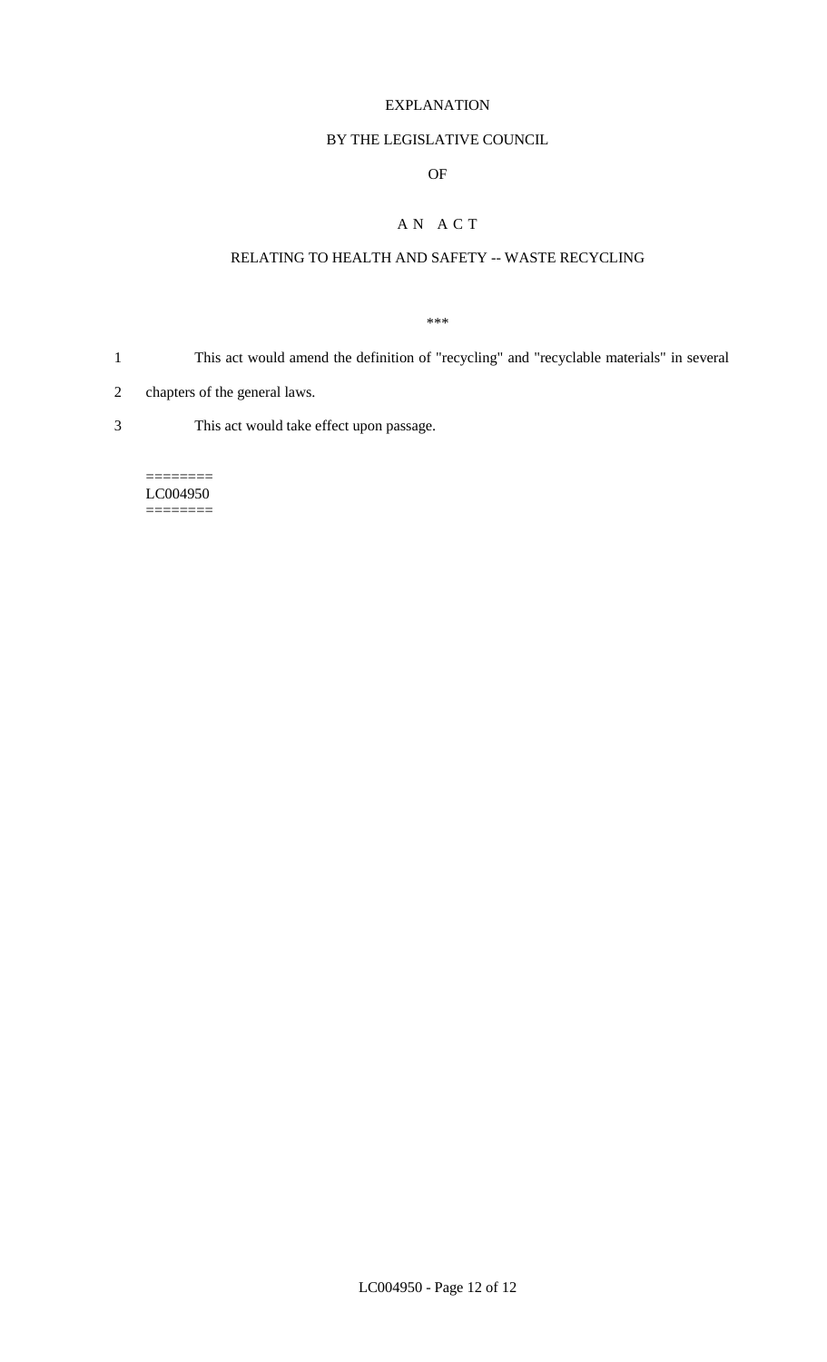EXPLANATION

BY THE LEGISLATIVE COUNCIL

OF

A N A C T

RELATING TO HEALTH AND SAFETY -- WASTE RECYCLING

\*\*\*

1 This act would amend the definition of "recycling" and "recyclable materials" in several

2 chapters of the general laws.

3 This act would take effect upon passage.

========
LC004950
========